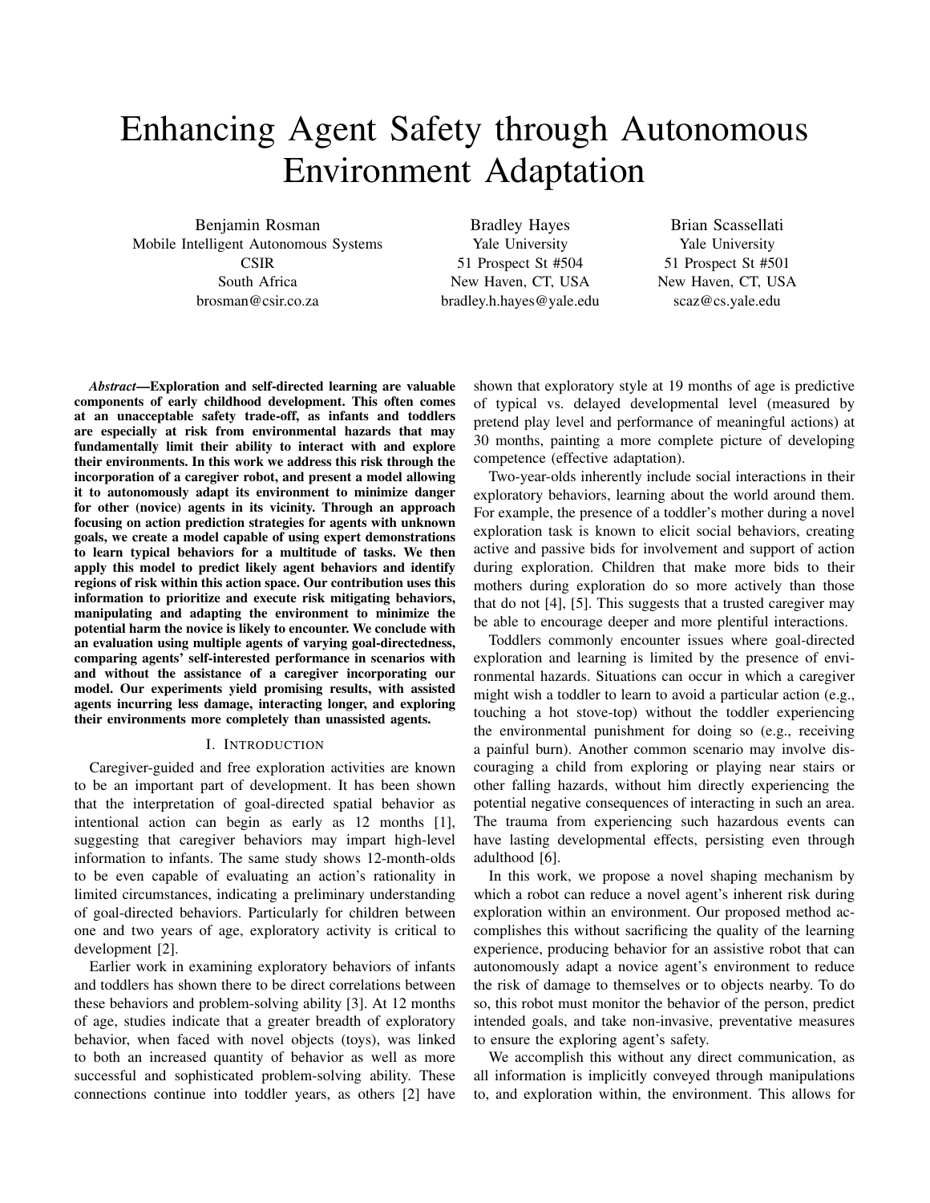# Enhancing Agent Safety through Autonomous Environment Adaptation

Benjamin Rosman
Mobile Intelligent Autonomous Systems
CSIR
South Africa
brosman@csir.co.za

Bradley Hayes
Yale University
51 Prospect St #504
New Haven, CT, USA
bradley.h.hayes@yale.edu

Brian Scassellati
Yale University
51 Prospect St #501
New Haven, CT, USA
scaz@cs.yale.edu

***Abstract*—Exploration and self-directed learning are valuable components of early childhood development. This often comes at an unacceptable safety trade-off, as infants and toddlers are especially at risk from environmental hazards that may fundamentally limit their ability to interact with and explore their environments. In this work we address this risk through the incorporation of a caregiver robot, and present a model allowing it to autonomously adapt its environment to minimize danger for other (novice) agents in its vicinity. Through an approach focusing on action prediction strategies for agents with unknown goals, we create a model capable of using expert demonstrations to learn typical behaviors for a multitude of tasks. We then apply this model to predict likely agent behaviors and identify regions of risk within this action space. Our contribution uses this information to prioritize and execute risk mitigating behaviors, manipulating and adapting the environment to minimize the potential harm the novice is likely to encounter. We conclude with an evaluation using multiple agents of varying goal-directedness, comparing agents' self-interested performance in scenarios with and without the assistance of a caregiver incorporating our model. Our experiments yield promising results, with assisted agents incurring less damage, interacting longer, and exploring their environments more completely than unassisted agents.**

## I. Introduction

Caregiver-guided and free exploration activities are known to be an important part of development. It has been shown that the interpretation of goal-directed spatial behavior as intentional action can begin as early as 12 months [1], suggesting that caregiver behaviors may impart high-level information to infants. The same study shows 12-month-olds to be even capable of evaluating an action's rationality in limited circumstances, indicating a preliminary understanding of goal-directed behaviors. Particularly for children between one and two years of age, exploratory activity is critical to development [2].

Earlier work in examining exploratory behaviors of infants and toddlers has shown there to be direct correlations between these behaviors and problem-solving ability [3]. At 12 months of age, studies indicate that a greater breadth of exploratory behavior, when faced with novel objects (toys), was linked to both an increased quantity of behavior as well as more successful and sophisticated problem-solving ability. These connections continue into toddler years, as others [2] have shown that exploratory style at 19 months of age is predictive of typical vs. delayed developmental level (measured by pretend play level and performance of meaningful actions) at 30 months, painting a more complete picture of developing competence (effective adaptation).

Two-year-olds inherently include social interactions in their exploratory behaviors, learning about the world around them. For example, the presence of a toddler's mother during a novel exploration task is known to elicit social behaviors, creating active and passive bids for involvement and support of action during exploration. Children that make more bids to their mothers during exploration do so more actively than those that do not [4], [5]. This suggests that a trusted caregiver may be able to encourage deeper and more plentiful interactions.

Toddlers commonly encounter issues where goal-directed exploration and learning is limited by the presence of environmental hazards. Situations can occur in which a caregiver might wish a toddler to learn to avoid a particular action (e.g., touching a hot stove-top) without the toddler experiencing the environmental punishment for doing so (e.g., receiving a painful burn). Another common scenario may involve discouraging a child from exploring or playing near stairs or other falling hazards, without him directly experiencing the potential negative consequences of interacting in such an area. The trauma from experiencing such hazardous events can have lasting developmental effects, persisting even through adulthood [6].

In this work, we propose a novel shaping mechanism by which a robot can reduce a novel agent's inherent risk during exploration within an environment. Our proposed method accomplishes this without sacrificing the quality of the learning experience, producing behavior for an assistive robot that can autonomously adapt a novice agent's environment to reduce the risk of damage to themselves or to objects nearby. To do so, this robot must monitor the behavior of the person, predict intended goals, and take non-invasive, preventative measures to ensure the exploring agent's safety.

We accomplish this without any direct communication, as all information is implicitly conveyed through manipulations to, and exploration within, the environment. This allows for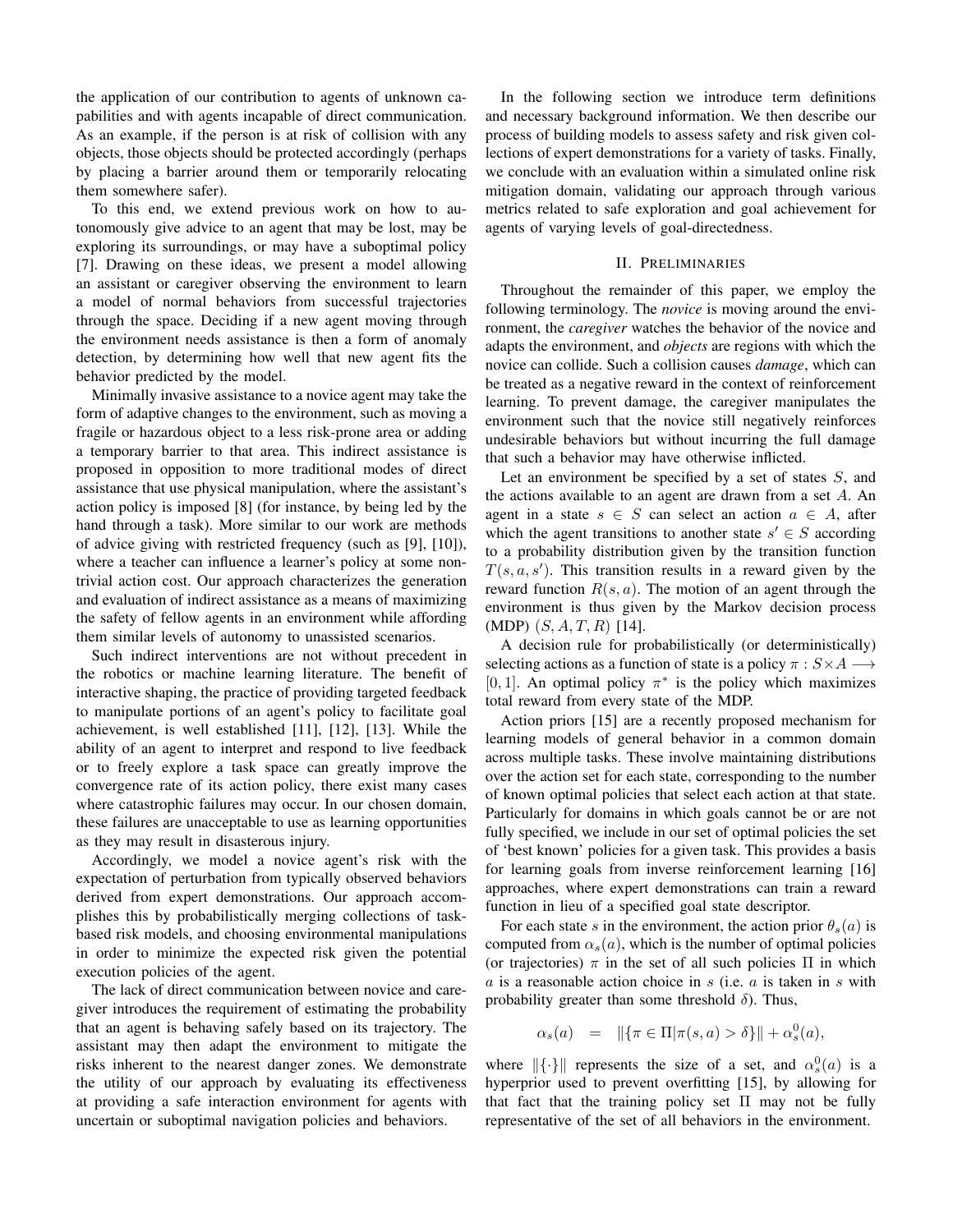the application of our contribution to agents of unknown capabilities and with agents incapable of direct communication. As an example, if the person is at risk of collision with any objects, those objects should be protected accordingly (perhaps by placing a barrier around them or temporarily relocating them somewhere safer).

To this end, we extend previous work on how to autonomously give advice to an agent that may be lost, may be exploring its surroundings, or may have a suboptimal policy [7]. Drawing on these ideas, we present a model allowing an assistant or caregiver observing the environment to learn a model of normal behaviors from successful trajectories through the space. Deciding if a new agent moving through the environment needs assistance is then a form of anomaly detection, by determining how well that new agent fits the behavior predicted by the model.

Minimally invasive assistance to a novice agent may take the form of adaptive changes to the environment, such as moving a fragile or hazardous object to a less risk-prone area or adding a temporary barrier to that area. This indirect assistance is proposed in opposition to more traditional modes of direct assistance that use physical manipulation, where the assistant's action policy is imposed [8] (for instance, by being led by the hand through a task). More similar to our work are methods of advice giving with restricted frequency (such as [9], [10]), where a teacher can influence a learner's policy at some non-trivial action cost. Our approach characterizes the generation and evaluation of indirect assistance as a means of maximizing the safety of fellow agents in an environment while affording them similar levels of autonomy to unassisted scenarios.

Such indirect interventions are not without precedent in the robotics or machine learning literature. The benefit of interactive shaping, the practice of providing targeted feedback to manipulate portions of an agent's policy to facilitate goal achievement, is well established [11], [12], [13]. While the ability of an agent to interpret and respond to live feedback or to freely explore a task space can greatly improve the convergence rate of its action policy, there exist many cases where catastrophic failures may occur. In our chosen domain, these failures are unacceptable to use as learning opportunities as they may result in disasterous injury.

Accordingly, we model a novice agent's risk with the expectation of perturbation from typically observed behaviors derived from expert demonstrations. Our approach accomplishes this by probabilistically merging collections of task-based risk models, and choosing environmental manipulations in order to minimize the expected risk given the potential execution policies of the agent.

The lack of direct communication between novice and caregiver introduces the requirement of estimating the probability that an agent is behaving safely based on its trajectory. The assistant may then adapt the environment to mitigate the risks inherent to the nearest danger zones. We demonstrate the utility of our approach by evaluating its effectiveness at providing a safe interaction environment for agents with uncertain or suboptimal navigation policies and behaviors.

In the following section we introduce term definitions and necessary background information. We then describe our process of building models to assess safety and risk given collections of expert demonstrations for a variety of tasks. Finally, we conclude with an evaluation within a simulated online risk mitigation domain, validating our approach through various metrics related to safe exploration and goal achievement for agents of varying levels of goal-directedness.

## II. Preliminaries

Throughout the remainder of this paper, we employ the following terminology. The *novice* is moving around the environment, the *caregiver* watches the behavior of the novice and adapts the environment, and *objects* are regions with which the novice can collide. Such a collision causes *damage*, which can be treated as a negative reward in the context of reinforcement learning. To prevent damage, the caregiver manipulates the environment such that the novice still negatively reinforces undesirable behaviors but without incurring the full damage that such a behavior may have otherwise inflicted.

Let an environment be specified by a set of states $S$, and the actions available to an agent are drawn from a set $A$. An agent in a state $s \in S$ can select an action $a \in A$, after which the agent transitions to another state $s' \in S$ according to a probability distribution given by the transition function $T(s, a, s')$. This transition results in a reward given by the reward function $R(s, a)$. The motion of an agent through the environment is thus given by the Markov decision process (MDP) $(S, A, T, R)$ [14].

A decision rule for probabilistically (or deterministically) selecting actions as a function of state is a policy $\pi : S \times A \longrightarrow [0, 1]$. An optimal policy $\pi^*$ is the policy which maximizes total reward from every state of the MDP.

Action priors [15] are a recently proposed mechanism for learning models of general behavior in a common domain across multiple tasks. These involve maintaining distributions over the action set for each state, corresponding to the number of known optimal policies that select each action at that state. Particularly for domains in which goals cannot be or are not fully specified, we include in our set of optimal policies the set of 'best known' policies for a given task. This provides a basis for learning goals from inverse reinforcement learning [16] approaches, where expert demonstrations can train a reward function in lieu of a specified goal state descriptor.

For each state $s$ in the environment, the action prior $\theta_s(a)$ is computed from $\alpha_s(a)$, which is the number of optimal policies (or trajectories) $\pi$ in the set of all such policies $\Pi$ in which $a$ is a reasonable action choice in $s$ (i.e. $a$ is taken in $s$ with probability greater than some threshold $\delta$). Thus,

$$\alpha_s(a) \quad = \quad \|\{\pi \in \Pi | \pi(s, a) > \delta\}\| + \alpha_s^0(a),$$

where $\|\{\cdot\}\|$ represents the size of a set, and $\alpha_s^0(a)$ is a hyperprior used to prevent overfitting [15], by allowing for that fact that the training policy set $\Pi$ may not be fully representative of the set of all behaviors in the environment.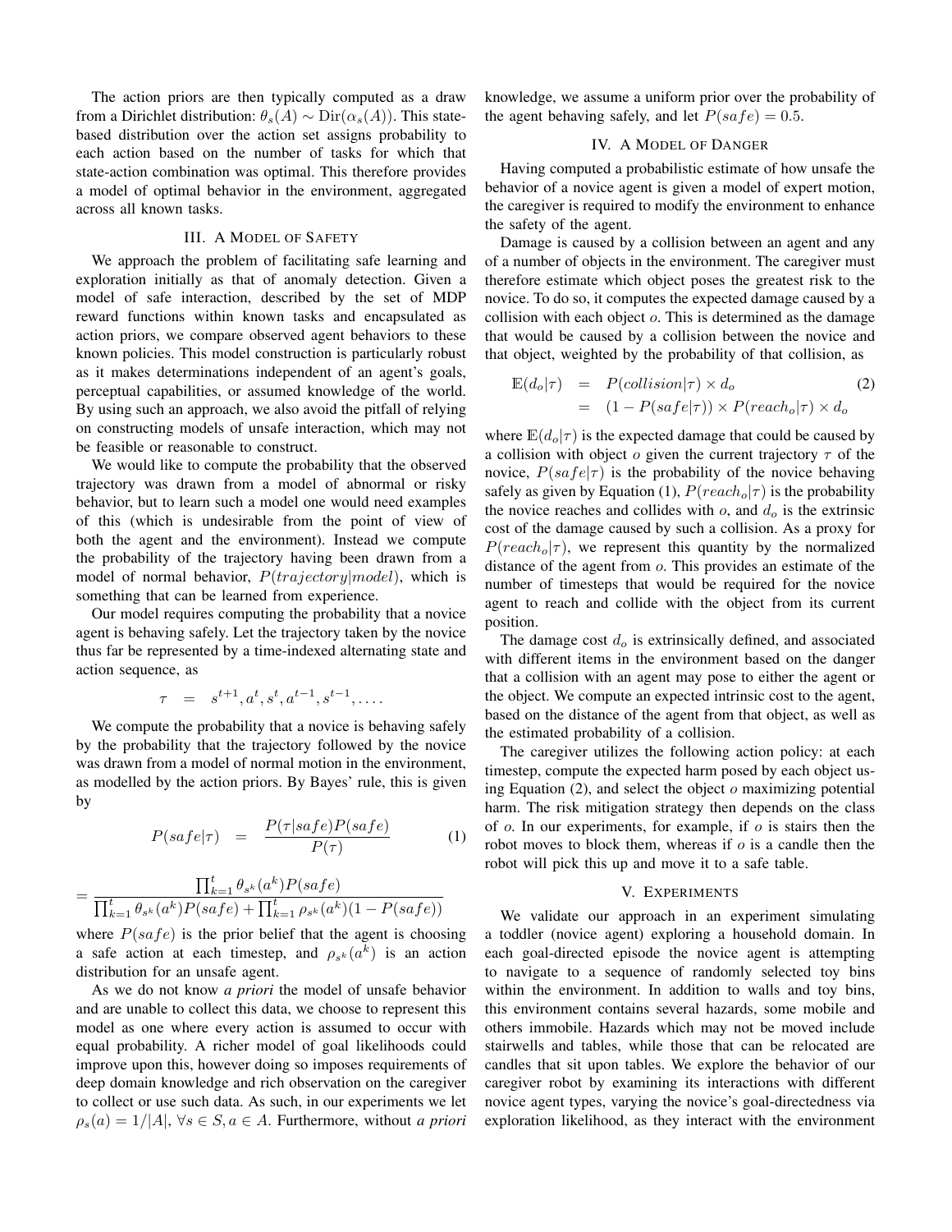The action priors are then typically computed as a draw from a Dirichlet distribution: $\theta_s(A) \sim \text{Dir}(\alpha_s(A))$. This state-based distribution over the action set assigns probability to each action based on the number of tasks for which that state-action combination was optimal. This therefore provides a model of optimal behavior in the environment, aggregated across all known tasks.

## III. A Model of Safety

We approach the problem of facilitating safe learning and exploration initially as that of anomaly detection. Given a model of safe interaction, described by the set of MDP reward functions within known tasks and encapsulated as action priors, we compare observed agent behaviors to these known policies. This model construction is particularly robust as it makes determinations independent of an agent's goals, perceptual capabilities, or assumed knowledge of the world. By using such an approach, we also avoid the pitfall of relying on constructing models of unsafe interaction, which may not be feasible or reasonable to construct.

We would like to compute the probability that the observed trajectory was drawn from a model of abnormal or risky behavior, but to learn such a model one would need examples of this (which is undesirable from the point of view of both the agent and the environment). Instead we compute the probability of the trajectory having been drawn from a model of normal behavior, $P(trajectory|model)$, which is something that can be learned from experience.

Our model requires computing the probability that a novice agent is behaving safely. Let the trajectory taken by the novice thus far be represented by a time-indexed alternating state and action sequence, as

$$\tau = s^{t+1}, a^t, s^t, a^{t-1}, s^{t-1}, \ldots.$$

We compute the probability that a novice is behaving safely by the probability that the trajectory followed by the novice was drawn from a model of normal motion in the environment, as modelled by the action priors. By Bayes' rule, this is given by

$$P(safe|\tau) = \frac{P(\tau|safe)P(safe)}{P(\tau)} \tag{1}$$

$$= \frac{\prod_{k=1}^{t} \theta_{s^k}(a^k) P(safe)}{\prod_{k=1}^{t} \theta_{s^k}(a^k) P(safe) + \prod_{k=1}^{t} \rho_{s^k}(a^k)(1 - P(safe))}$$

where $P(safe)$ is the prior belief that the agent is choosing a safe action at each timestep, and $\rho_{s^k}(a^k)$ is an action distribution for an unsafe agent.

As we do not know *a priori* the model of unsafe behavior and are unable to collect this data, we choose to represent this model as one where every action is assumed to occur with equal probability. A richer model of goal likelihoods could improve upon this, however doing so imposes requirements of deep domain knowledge and rich observation on the caregiver to collect or use such data. As such, in our experiments we let $\rho_s(a) = 1/|A|$, $\forall s \in S, a \in A$. Furthermore, without *a priori* knowledge, we assume a uniform prior over the probability of the agent behaving safely, and let $P(safe) = 0.5$.

## IV. A Model of Danger

Having computed a probabilistic estimate of how unsafe the behavior of a novice agent is given a model of expert motion, the caregiver is required to modify the environment to enhance the safety of the agent.

Damage is caused by a collision between an agent and any of a number of objects in the environment. The caregiver must therefore estimate which object poses the greatest risk to the novice. To do so, it computes the expected damage caused by a collision with each object $o$. This is determined as the damage that would be caused by a collision between the novice and that object, weighted by the probability of that collision, as

$$\begin{aligned}
\mathbb{E}(d_o|\tau) &= P(collision|\tau) \times d_o \\
&= (1 - P(safe|\tau)) \times P(reach_o|\tau) \times d_o
\end{aligned} \tag{2}$$

where $\mathbb{E}(d_o|\tau)$ is the expected damage that could be caused by a collision with object $o$ given the current trajectory $\tau$ of the novice, $P(safe|\tau)$ is the probability of the novice behaving safely as given by Equation (1), $P(reach_o|\tau)$ is the probability the novice reaches and collides with $o$, and $d_o$ is the extrinsic cost of the damage caused by such a collision. As a proxy for $P(reach_o|\tau)$, we represent this quantity by the normalized distance of the agent from $o$. This provides an estimate of the number of timesteps that would be required for the novice agent to reach and collide with the object from its current position.

The damage cost $d_o$ is extrinsically defined, and associated with different items in the environment based on the danger that a collision with an agent may pose to either the agent or the object. We compute an expected intrinsic cost to the agent, based on the distance of the agent from that object, as well as the estimated probability of a collision.

The caregiver utilizes the following action policy: at each timestep, compute the expected harm posed by each object using Equation (2), and select the object $o$ maximizing potential harm. The risk mitigation strategy then depends on the class of $o$. In our experiments, for example, if $o$ is stairs then the robot moves to block them, whereas if $o$ is a candle then the robot will pick this up and move it to a safe table.

## V. Experiments

We validate our approach in an experiment simulating a toddler (novice agent) exploring a household domain. In each goal-directed episode the novice agent is attempting to navigate to a sequence of randomly selected toy bins within the environment. In addition to walls and toy bins, this environment contains several hazards, some mobile and others immobile. Hazards which may not be moved include stairwells and tables, while those that can be relocated are candles that sit upon tables. We explore the behavior of our caregiver robot by examining its interactions with different novice agent types, varying the novice's goal-directedness via exploration likelihood, as they interact with the environment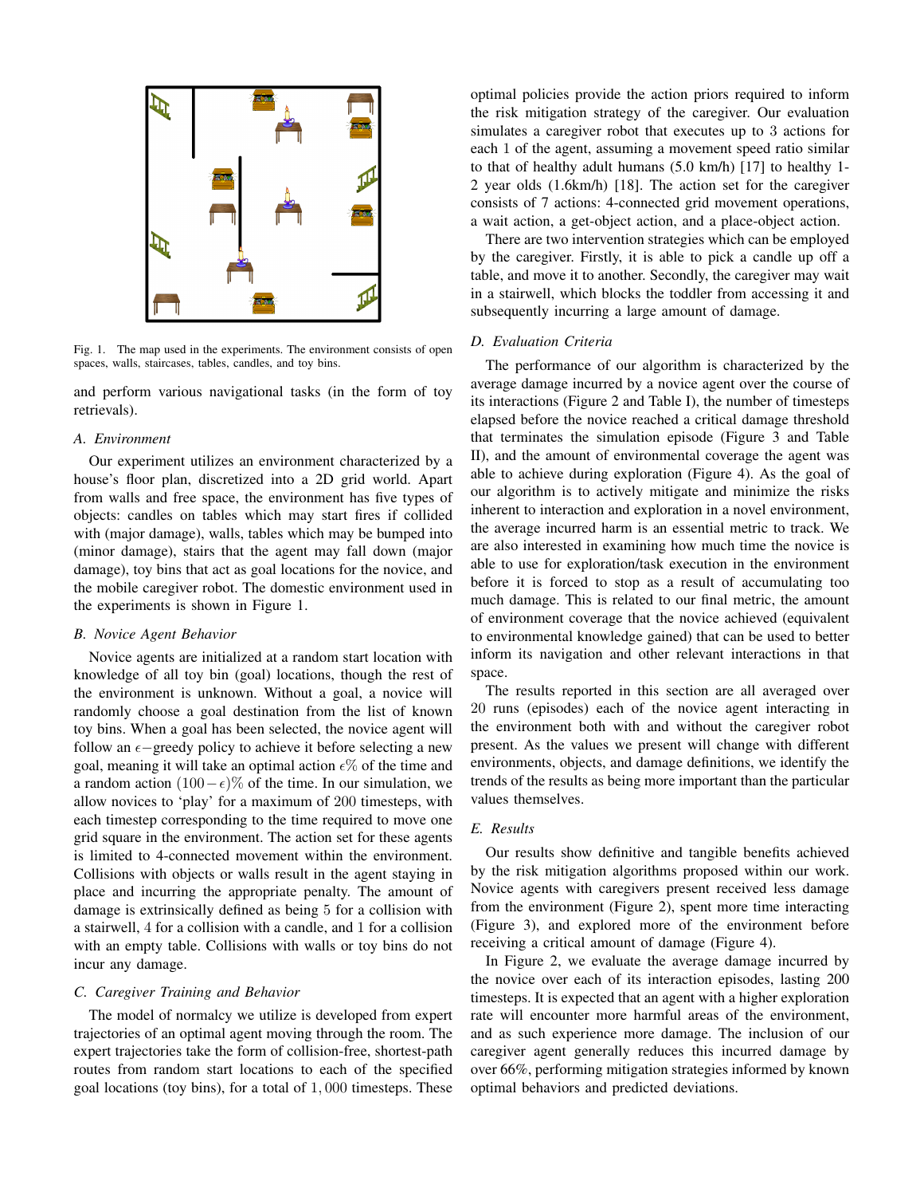Fig. 1. The map used in the experiments. The environment consists of open spaces, walls, staircases, tables, candles, and toy bins.

and perform various navigational tasks (in the form of toy retrievals).

### A. Environment

Our experiment utilizes an environment characterized by a house's floor plan, discretized into a 2D grid world. Apart from walls and free space, the environment has five types of objects: candles on tables which may start fires if collided with (major damage), walls, tables which may be bumped into (minor damage), stairs that the agent may fall down (major damage), toy bins that act as goal locations for the novice, and the mobile caregiver robot. The domestic environment used in the experiments is shown in Figure 1.

### B. Novice Agent Behavior

Novice agents are initialized at a random start location with knowledge of all toy bin (goal) locations, though the rest of the environment is unknown. Without a goal, a novice will randomly choose a goal destination from the list of known toy bins. When a goal has been selected, the novice agent will follow an $\epsilon-$greedy policy to achieve it before selecting a new goal, meaning it will take an optimal action $\epsilon$% of the time and a random action $(100-\epsilon)$% of the time. In our simulation, we allow novices to 'play' for a maximum of 200 timesteps, with each timestep corresponding to the time required to move one grid square in the environment. The action set for these agents is limited to 4-connected movement within the environment. Collisions with objects or walls result in the agent staying in place and incurring the appropriate penalty. The amount of damage is extrinsically defined as being 5 for a collision with a stairwell, 4 for a collision with a candle, and 1 for a collision with an empty table. Collisions with walls or toy bins do not incur any damage.

### C. Caregiver Training and Behavior

The model of normalcy we utilize is developed from expert trajectories of an optimal agent moving through the room. The expert trajectories take the form of collision-free, shortest-path routes from random start locations to each of the specified goal locations (toy bins), for a total of 1,000 timesteps. These optimal policies provide the action priors required to inform the risk mitigation strategy of the caregiver. Our evaluation simulates a caregiver robot that executes up to 3 actions for each 1 of the agent, assuming a movement speed ratio similar to that of healthy adult humans (5.0 km/h) [17] to healthy 1-2 year olds (1.6km/h) [18]. The action set for the caregiver consists of 7 actions: 4-connected grid movement operations, a wait action, a get-object action, and a place-object action.

There are two intervention strategies which can be employed by the caregiver. Firstly, it is able to pick a candle up off a table, and move it to another. Secondly, the caregiver may wait in a stairwell, which blocks the toddler from accessing it and subsequently incurring a large amount of damage.

### D. Evaluation Criteria

The performance of our algorithm is characterized by the average damage incurred by a novice agent over the course of its interactions (Figure 2 and Table I), the number of timesteps elapsed before the novice reached a critical damage threshold that terminates the simulation episode (Figure 3 and Table II), and the amount of environmental coverage the agent was able to achieve during exploration (Figure 4). As the goal of our algorithm is to actively mitigate and minimize the risks inherent to interaction and exploration in a novel environment, the average incurred harm is an essential metric to track. We are also interested in examining how much time the novice is able to use for exploration/task execution in the environment before it is forced to stop as a result of accumulating too much damage. This is related to our final metric, the amount of environment coverage that the novice achieved (equivalent to environmental knowledge gained) that can be used to better inform its navigation and other relevant interactions in that space.

The results reported in this section are all averaged over 20 runs (episodes) each of the novice agent interacting in the environment both with and without the caregiver robot present. As the values we present will change with different environments, objects, and damage definitions, we identify the trends of the results as being more important than the particular values themselves.

### E. Results

Our results show definitive and tangible benefits achieved by the risk mitigation algorithms proposed within our work. Novice agents with caregivers present received less damage from the environment (Figure 2), spent more time interacting (Figure 3), and explored more of the environment before receiving a critical amount of damage (Figure 4).

In Figure 2, we evaluate the average damage incurred by the novice over each of its interaction episodes, lasting 200 timesteps. It is expected that an agent with a higher exploration rate will encounter more harmful areas of the environment, and as such experience more damage. The inclusion of our caregiver agent generally reduces this incurred damage by over 66%, performing mitigation strategies informed by known optimal behaviors and predicted deviations.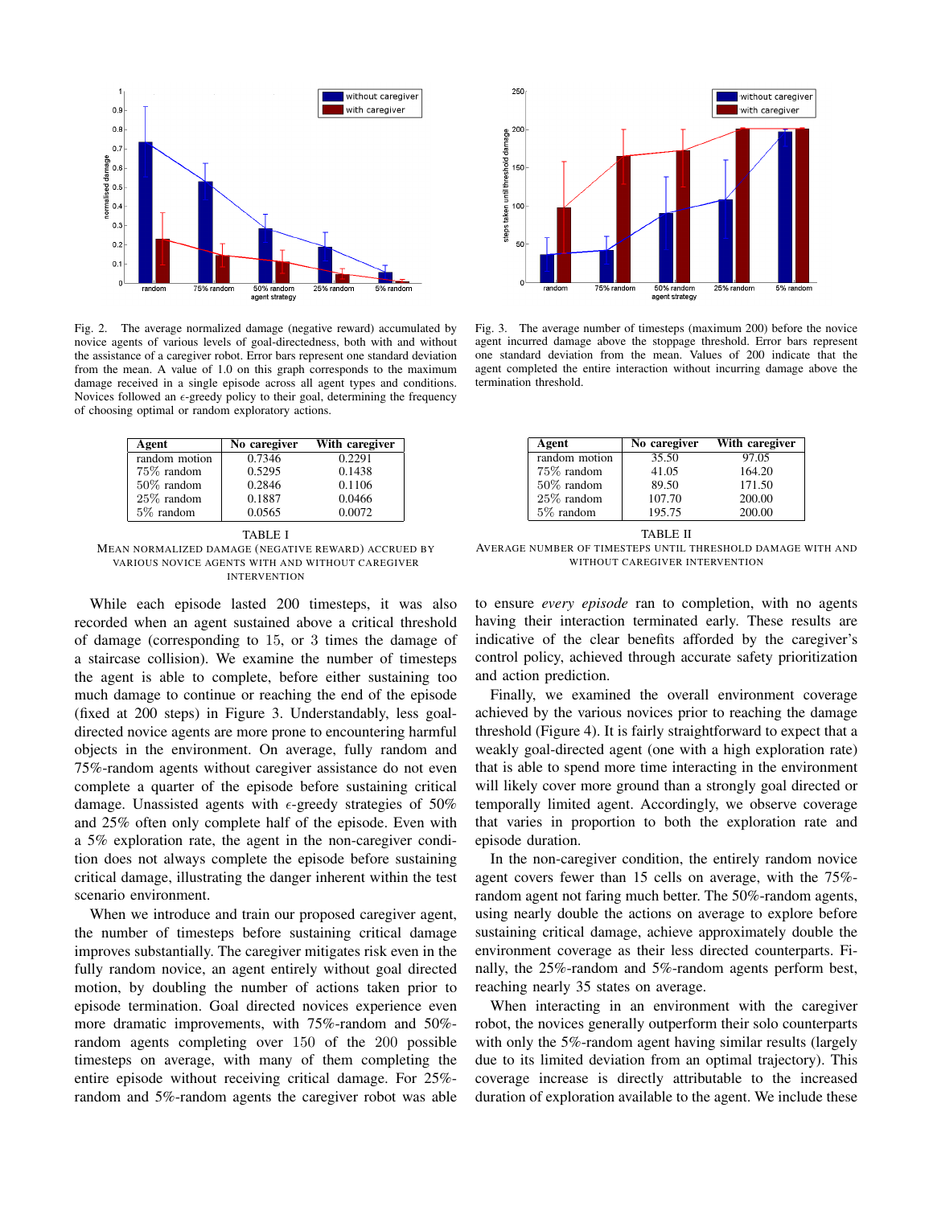Fig. 2. The average normalized damage (negative reward) accumulated by novice agents of various levels of goal-directedness, both with and without the assistance of a caregiver robot. Error bars represent one standard deviation from the mean. A value of 1.0 on this graph corresponds to the maximum damage received in a single episode across all agent types and conditions. Novices followed an $\epsilon$-greedy policy to their goal, determining the frequency of choosing optimal or random exploratory actions.

Fig. 3. The average number of timesteps (maximum 200) before the novice agent incurred damage above the stoppage threshold. Error bars represent one standard deviation from the mean. Values of 200 indicate that the agent completed the entire interaction without incurring damage above the termination threshold.

| Agent | No caregiver | With caregiver |
|---|---|---|
| random motion | 0.7346 | 0.2291 |
| 75% random | 0.5295 | 0.1438 |
| 50% random | 0.2846 | 0.1106 |
| 25% random | 0.1887 | 0.0466 |
| 5% random | 0.0565 | 0.0072 |

TABLE I
MEAN NORMALIZED DAMAGE (NEGATIVE REWARD) ACCRUED BY VARIOUS NOVICE AGENTS WITH AND WITHOUT CAREGIVER INTERVENTION

| Agent | No caregiver | With caregiver |
|---|---|---|
| random motion | 35.50 | 97.05 |
| 75% random | 41.05 | 164.20 |
| 50% random | 89.50 | 171.50 |
| 25% random | 107.70 | 200.00 |
| 5% random | 195.75 | 200.00 |

TABLE II
AVERAGE NUMBER OF TIMESTEPS UNTIL THRESHOLD DAMAGE WITH AND WITHOUT CAREGIVER INTERVENTION

While each episode lasted 200 timesteps, it was also recorded when an agent sustained above a critical threshold of damage (corresponding to 15, or 3 times the damage of a staircase collision). We examine the number of timesteps the agent is able to complete, before either sustaining too much damage to continue or reaching the end of the episode (fixed at 200 steps) in Figure 3. Understandably, less goal-directed novice agents are more prone to encountering harmful objects in the environment. On average, fully random and 75%-random agents without caregiver assistance do not even complete a quarter of the episode before sustaining critical damage. Unassisted agents with $\epsilon$-greedy strategies of 50% and 25% often only complete half of the episode. Even with a 5% exploration rate, the agent in the non-caregiver condition does not always complete the episode before sustaining critical damage, illustrating the danger inherent within the test scenario environment.

When we introduce and train our proposed caregiver agent, the number of timesteps before sustaining critical damage improves substantially. The caregiver mitigates risk even in the fully random novice, an agent entirely without goal directed motion, by doubling the number of actions taken prior to episode termination. Goal directed novices experience even more dramatic improvements, with 75%-random and 50%-random agents completing over 150 of the 200 possible timesteps on average, with many of them completing the entire episode without receiving critical damage. For 25%-random and 5%-random agents the caregiver robot was able to ensure *every episode* ran to completion, with no agents having their interaction terminated early. These results are indicative of the clear benefits afforded by the caregiver's control policy, achieved through accurate safety prioritization and action prediction.

Finally, we examined the overall environment coverage achieved by the various novices prior to reaching the damage threshold (Figure 4). It is fairly straightforward to expect that a weakly goal-directed agent (one with a high exploration rate) that is able to spend more time interacting in the environment will likely cover more ground than a strongly goal directed or temporally limited agent. Accordingly, we observe coverage that varies in proportion to both the exploration rate and episode duration.

In the non-caregiver condition, the entirely random novice agent covers fewer than 15 cells on average, with the 75%-random agent not faring much better. The 50%-random agents, using nearly double the actions on average to explore before sustaining critical damage, achieve approximately double the environment coverage as their less directed counterparts. Finally, the 25%-random and 5%-random agents perform best, reaching nearly 35 states on average.

When interacting in an environment with the caregiver robot, the novices generally outperform their solo counterparts with only the 5%-random agent having similar results (largely due to its limited deviation from an optimal trajectory). This coverage increase is directly attributable to the increased duration of exploration available to the agent. We include these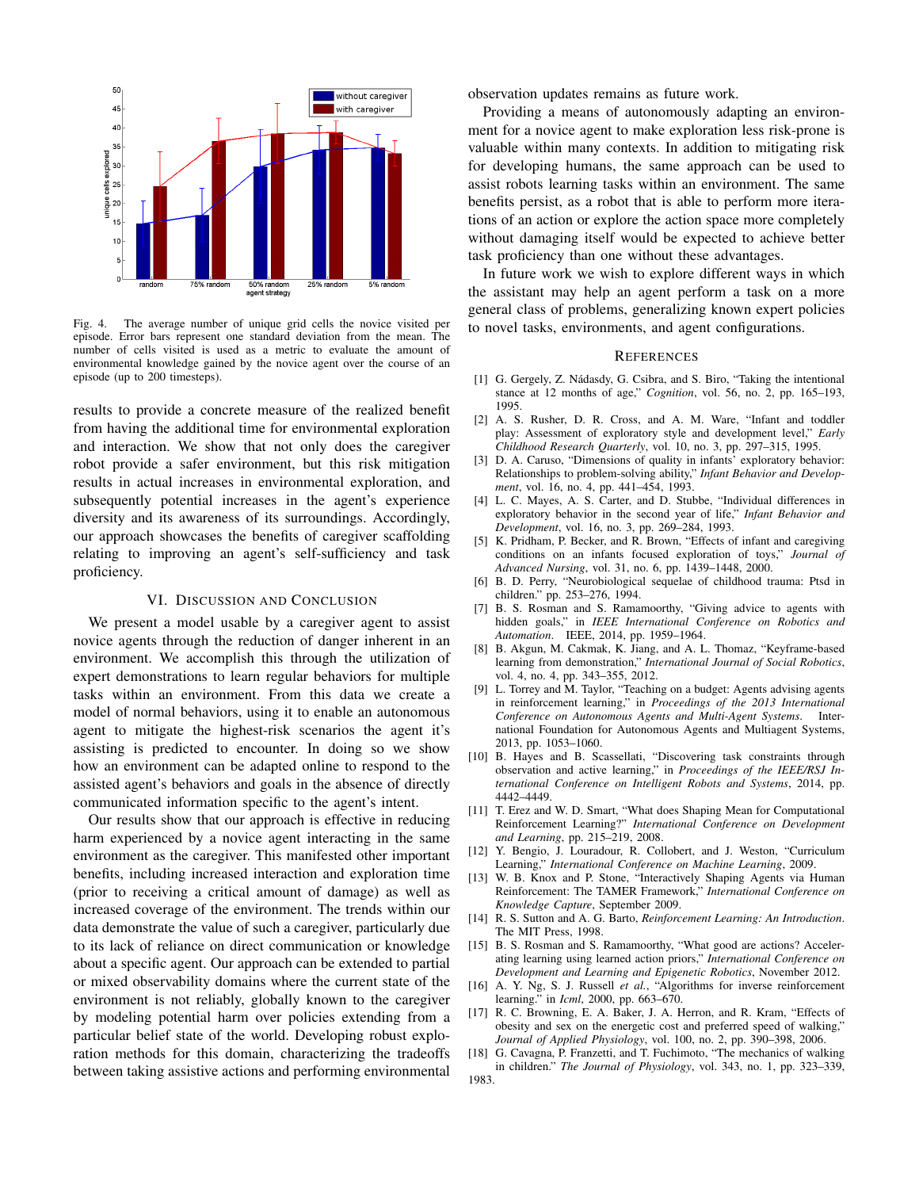50
45
40
35
30
25
20
15
10
5
0

unique cells explored

without caregiver
with caregiver

random
75% random
50% random
25% random
5% random

agent strategy

Fig. 4. The average number of unique grid cells the novice visited per episode. Error bars represent one standard deviation from the mean. The number of cells visited is used as a metric to evaluate the amount of environmental knowledge gained by the novice agent over the course of an episode (up to 200 timesteps).

results to provide a concrete measure of the realized benefit from having the additional time for environmental exploration and interaction. We show that not only does the caregiver robot provide a safer environment, but this risk mitigation results in actual increases in environmental exploration, and subsequently potential increases in the agent's experience diversity and its awareness of its surroundings. Accordingly, our approach showcases the benefits of caregiver scaffolding relating to improving an agent's self-sufficiency and task proficiency.

## VI. Discussion and Conclusion

We present a model usable by a caregiver agent to assist novice agents through the reduction of danger inherent in an environment. We accomplish this through the utilization of expert demonstrations to learn regular behaviors for multiple tasks within an environment. From this data we create a model of normal behaviors, using it to enable an autonomous agent to mitigate the highest-risk scenarios the agent it's assisting is predicted to encounter. In doing so we show how an environment can be adapted online to respond to the assisted agent's behaviors and goals in the absence of directly communicated information specific to the agent's intent.

Our results show that our approach is effective in reducing harm experienced by a novice agent interacting in the same environment as the caregiver. This manifested other important benefits, including increased interaction and exploration time (prior to receiving a critical amount of damage) as well as increased coverage of the environment. The trends within our data demonstrate the value of such a caregiver, particularly due to its lack of reliance on direct communication or knowledge about a specific agent. Our approach can be extended to partial or mixed observability domains where the current state of the environment is not reliably, globally known to the caregiver by modeling potential harm over policies extending from a particular belief state of the world. Developing robust exploration methods for this domain, characterizing the tradeoffs between taking assistive actions and performing environmental observation updates remains as future work.

Providing a means of autonomously adapting an environment for a novice agent to make exploration less risk-prone is valuable within many contexts. In addition to mitigating risk for developing humans, the same approach can be used to assist robots learning tasks within an environment. The same benefits persist, as a robot that is able to perform more iterations of an action or explore the action space more completely without damaging itself would be expected to achieve better task proficiency than one without these advantages.

In future work we wish to explore different ways in which the assistant may help an agent perform a task on a more general class of problems, generalizing known expert policies to novel tasks, environments, and agent configurations.

## References

[1] G. Gergely, Z. Nádasdy, G. Csibra, and S. Biro, "Taking the intentional stance at 12 months of age," *Cognition*, vol. 56, no. 2, pp. 165–193, 1995.

[2] A. S. Rusher, D. R. Cross, and A. M. Ware, "Infant and toddler play: Assessment of exploratory style and development level," *Early Childhood Research Quarterly*, vol. 10, no. 3, pp. 297–315, 1995.

[3] D. A. Caruso, "Dimensions of quality in infants' exploratory behavior: Relationships to problem-solving ability," *Infant Behavior and Development*, vol. 16, no. 4, pp. 441–454, 1993.

[4] L. C. Mayes, A. S. Carter, and D. Stubbe, "Individual differences in exploratory behavior in the second year of life," *Infant Behavior and Development*, vol. 16, no. 3, pp. 269–284, 1993.

[5] K. Pridham, P. Becker, and R. Brown, "Effects of infant and caregiving conditions on an infants focused exploration of toys," *Journal of Advanced Nursing*, vol. 31, no. 6, pp. 1439–1448, 2000.

[6] B. D. Perry, "Neurobiological sequelae of childhood trauma: Ptsd in children." pp. 253–276, 1994.

[7] B. S. Rosman and S. Ramamoorthy, "Giving advice to agents with hidden goals," in *IEEE International Conference on Robotics and Automation*. IEEE, 2014, pp. 1959–1964.

[8] B. Akgun, M. Cakmak, K. Jiang, and A. L. Thomaz, "Keyframe-based learning from demonstration," *International Journal of Social Robotics*, vol. 4, no. 4, pp. 343–355, 2012.

[9] L. Torrey and M. Taylor, "Teaching on a budget: Agents advising agents in reinforcement learning," in *Proceedings of the 2013 International Conference on Autonomous Agents and Multi-Agent Systems*. International Foundation for Autonomous Agents and Multiagent Systems, 2013, pp. 1053–1060.

[10] B. Hayes and B. Scassellati, "Discovering task constraints through observation and active learning," in *Proceedings of the IEEE/RSJ International Conference on Intelligent Robots and Systems*, 2014, pp. 4442–4449.

[11] T. Erez and W. D. Smart, "What does Shaping Mean for Computational Reinforcement Learning?" *International Conference on Development and Learning*, pp. 215–219, 2008.

[12] Y. Bengio, J. Louradour, R. Collobert, and J. Weston, "Curriculum Learning," *International Conference on Machine Learning*, 2009.

[13] W. B. Knox and P. Stone, "Interactively Shaping Agents via Human Reinforcement: The TAMER Framework," *International Conference on Knowledge Capture*, September 2009.

[14] R. S. Sutton and A. G. Barto, *Reinforcement Learning: An Introduction*. The MIT Press, 1998.

[15] B. S. Rosman and S. Ramamoorthy, "What good are actions? Accelerating learning using learned action priors," *International Conference on Development and Learning and Epigenetic Robotics*, November 2012.

[16] A. Y. Ng, S. J. Russell *et al.*, "Algorithms for inverse reinforcement learning." in *Icml*, 2000, pp. 663–670.

[17] R. C. Browning, E. A. Baker, J. A. Herron, and R. Kram, "Effects of obesity and sex on the energetic cost and preferred speed of walking," *Journal of Applied Physiology*, vol. 100, no. 2, pp. 390–398, 2006.

[18] G. Cavagna, P. Franzetti, and T. Fuchimoto, "The mechanics of walking in children." *The Journal of Physiology*, vol. 343, no. 1, pp. 323–339, 1983.